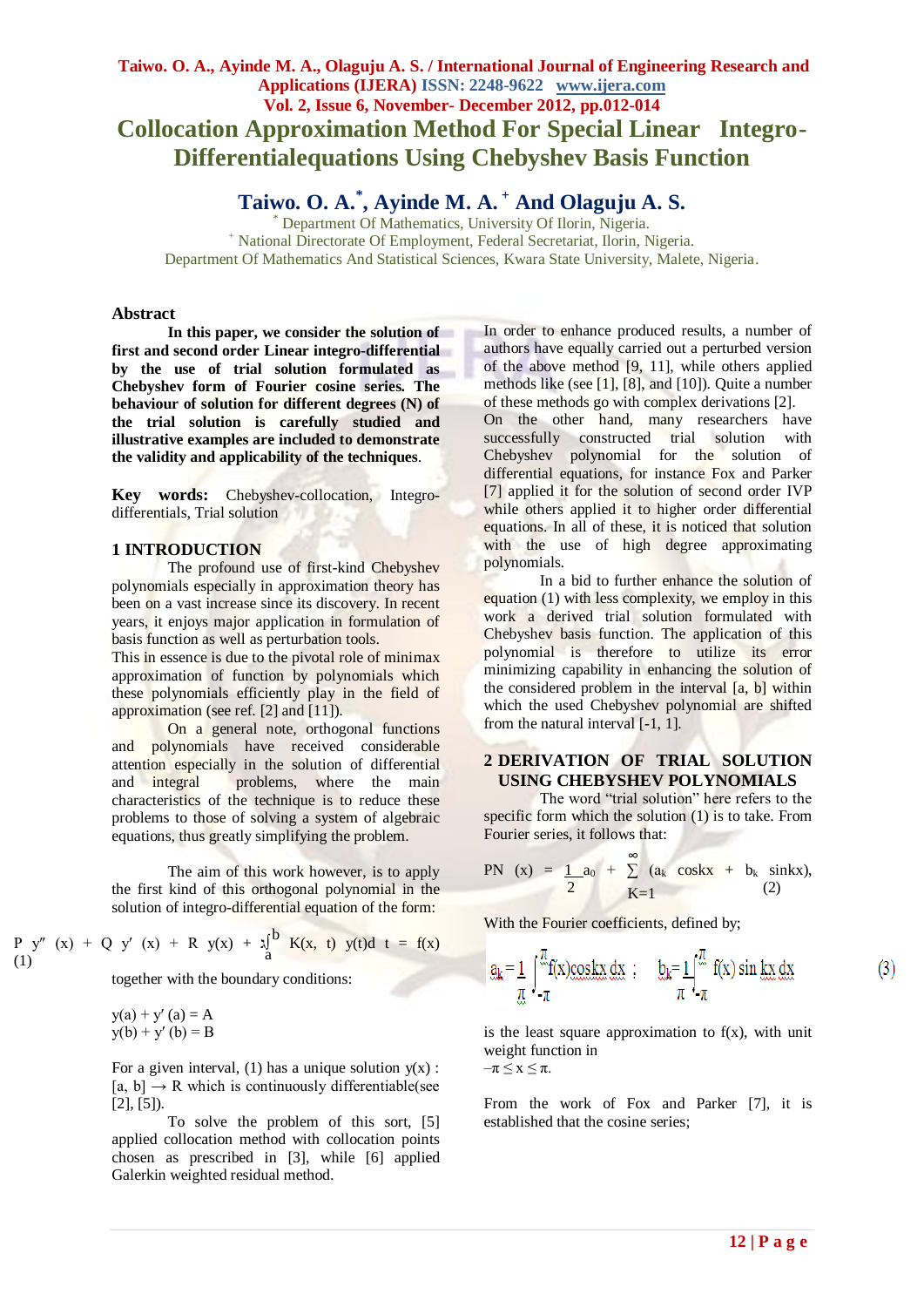# Collocation Approximation Method For Special Linear Integro-Differentialequations Using Chebyshev Basis Function

## Taiwo. O. A.[*], Ayinde M. A. [+] And Olaguju A. S.

[*] Department Of Mathematics, University Of Ilorin, Nigeria.
[+] National Directorate Of Employment, Federal Secretariat, Ilorin, Nigeria.
Department Of Mathematics And Statistical Sciences, Kwara State University, Malete, Nigeria.

### Abstract

**In this paper, we consider the solution of first and second order Linear integro-differential by the use of trial solution formulated as Chebyshev form of Fourier cosine series. The behaviour of solution for different degrees (N) of the trial solution is carefully studied and illustrative examples are included to demonstrate the validity and applicability of the techniques.**

**Key words:** Chebyshev-collocation, Integro-differentials, Trial solution

### 1 INTRODUCTION

The profound use of first-kind Chebyshev polynomials especially in approximation theory has been on a vast increase since its discovery. In recent years, it enjoys major application in formulation of basis function as well as perturbation tools.
This in essence is due to the pivotal role of minimax approximation of function by polynomials which these polynomials efficiently play in the field of approximation (see ref. [2] and [11]).

On a general note, orthogonal functions and polynomials have received considerable attention especially in the solution of differential and integral problems, where the main characteristics of the technique is to reduce these problems to those of solving a system of algebraic equations, thus greatly simplifying the problem.

The aim of this work however, is to apply the first kind of this orthogonal polynomial in the solution of integro-differential equation of the form:

$$P\ y''(x) + Q\ y'(x) + R\ y(x) + \lambda\int_a^b K(x,t)\ y(t)dt = f(x) \qquad (1)$$

together with the boundary conditions:

$y(a) + y'(a) = A$
$y(b) + y'(b) = B$

For a given interval, (1) has a unique solution $y(x)$ : $[a, b] \rightarrow R$ which is continuously differentiable(see [2], [5]).

To solve the problem of this sort, [5] applied collocation method with collocation points chosen as prescribed in [3], while [6] applied Galerkin weighted residual method.

In order to enhance produced results, a number of authors have equally carried out a perturbed version of the above method [9, 11], while others applied methods like (see [1], [8], and [10]). Quite a number of these methods go with complex derivations [2].
On the other hand, many researchers have successfully constructed trial solution with Chebyshev polynomial for the solution of differential equations, for instance Fox and Parker [7] applied it for the solution of second order IVP while others applied it to higher order differential equations. In all of these, it is noticed that solution with the use of high degree approximating polynomials.

In a bid to further enhance the solution of equation (1) with less complexity, we employ in this work a derived trial solution formulated with Chebyshev basis function. The application of this polynomial is therefore to utilize its error minimizing capability in enhancing the solution of the considered problem in the interval [a, b] within which the used Chebyshev polynomial are shifted from the natural interval [-1, 1].

### 2 DERIVATION OF TRIAL SOLUTION USING CHEBYSHEV POLYNOMIALS

The word "trial solution" here refers to the specific form which the solution (1) is to take. From Fourier series, it follows that:

$$P_N(x) = \frac{1}{2}a_0 + \sum_{K=1}^{\infty}(a_k \cos kx + b_k \sin kx), \qquad (2)$$

With the Fourier coefficients, defined by;

$$a_k = \frac{1}{\pi}\int_{-\pi}^{\pi} f(x)\cos kx\, dx\ ; \qquad b_k = \frac{1}{\pi}\int_{-\pi}^{\pi} f(x)\sin kx\, dx \qquad (3)$$

is the least square approximation to $f(x)$, with unit weight function in
$-\pi \leq x \leq \pi$.

From the work of Fox and Parker [7], it is established that the cosine series;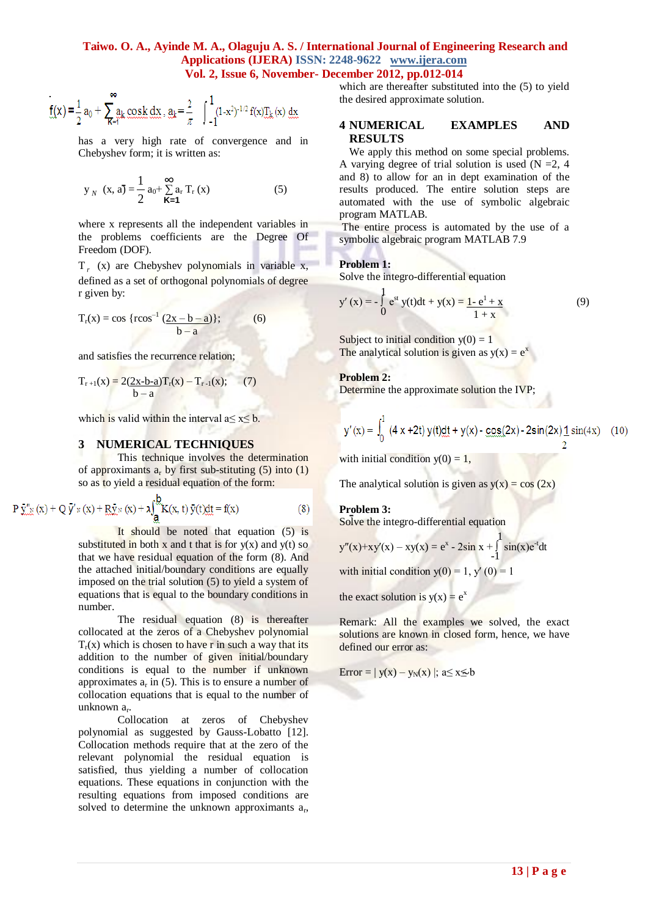$$f(x) = \frac{1}{2} a_0 + \sum_{K=1}^{\infty} a_k \cos kx \, dx, \quad a_k = \frac{2}{\pi} \int_{-1}^{1} (1-x^2)^{-1/2} f(x) T_k(x) \, dx$$

has a very high rate of convergence and in Chebyshev form; it is written as:

$$y_N(x, a) = \frac{1}{2} a_0 + \sum_{K=1}^{\infty} a_r T_r(x) \qquad (5)$$

where x represents all the independent variables in the problems coefficients are the Degree Of Freedom (DOF).

$T_r(x)$ are Chebyshev polynomials in variable x, defined as a set of orthogonal polynomials of degree r given by:

$$T_r(x) = \cos\{r\cos^{-1}\frac{(2x - b - a)}{b - a}\}; \qquad (6)$$

and satisfies the recurrence relation;

$$T_{r+1}(x) = 2\frac{(2x-b-a)}{b - a}T_r(x) - T_{r-1}(x); \qquad (7)$$

which is valid within the interval $a \le x \le b$.

## 3 NUMERICAL TECHNIQUES

This technique involves the determination of approximants $a_r$ by first sub-stituting (5) into (1) so as to yield a residual equation of the form:

$$P\bar{y}''_N(x) + Q\bar{y}'_N(x) + R\bar{y}_N(x) + \lambda\int_a^b K(x,t)\,\bar{y}(t)dt = f(x) \qquad (8)$$

It should be noted that equation (5) is substituted in both x and t that is for y(x) and y(t) so that we have residual equation of the form (8). And the attached initial/boundary conditions are equally imposed on the trial solution (5) to yield a system of equations that is equal to the boundary conditions in number.

The residual equation (8) is thereafter collocated at the zeros of a Chebyshev polynomial $T_r(x)$ which is chosen to have r in such a way that its addition to the number of given initial/boundary conditions is equal to the number if unknown approximates $a_r$ in (5). This is to ensure a number of collocation equations that is equal to the number of unknown $a_r$.

Collocation at zeros of Chebyshev polynomial as suggested by Gauss-Lobatto [12]. Collocation methods require that at the zero of the relevant polynomial the residual equation is satisfied, thus yielding a number of collocation equations. These equations in conjunction with the resulting equations from imposed conditions are solved to determine the unknown approximants $a_r$, which are thereafter substituted into the (5) to yield the desired approximate solution.

## 4 NUMERICAL EXAMPLES AND RESULTS

We apply this method on some special problems. A varying degree of trial solution is used (N =2, 4 and 8) to allow for an in dept examination of the results produced. The entire solution steps are automated with the use of symbolic algebraic program MATLAB.

The entire process is automated by the use of a symbolic algebraic program MATLAB 7.9

**Problem 1:**
Solve the integro-differential equation

$$y'(x) = -\int_0^1 e^{st} y(t)dt + y(x) = \frac{1 - e^1 + x}{1 + x} \qquad (9)$$

Subject to initial condition y(0) = 1
The analytical solution is given as $y(x) = e^x$

**Problem 2:**
Determine the approximate solution the IVP;

$$y'(x) = \int_0^1 (4x + 2t)\,y(t)dt + y(x) - \cos(2x) - 2\sin(2x)\frac{1}{2}\sin(4x) \qquad (10)$$

with initial condition y(0) = 1,

The analytical solution is given as y(x) = cos (2x)

**Problem 3:**
Solve the integro-differential equation

$$y''(x) + xy'(x) - xy(x) = e^x - 2\sin x + \int_{-1}^{1} \sin(x)e^{-t}dt$$

with initial condition y(0) = 1, y′(0) = 1

the exact solution is $y(x) = e^x$

Remark: All the examples we solved, the exact solutions are known in closed form, hence, we have defined our error as:

$$\text{Error} = |\,y(x) - y_N(x)\,|; \; a \le x \le b$$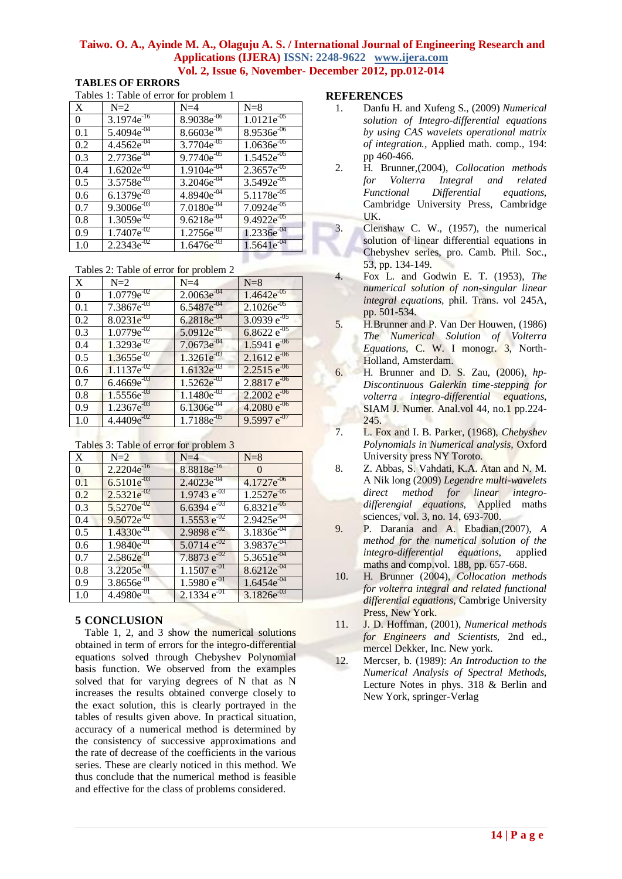## TABLES OF ERRORS

Tables 1: Table of error for problem 1

| X | N=2 | N=4 | N=8 |
|---|---|---|---|
| 0 | $3.1974e^{-16}$ | $8.9038e^{-06}$ | $1.0121e^{-05}$ |
| 0.1 | $5.4094e^{-04}$ | $8.6603e^{-06}$ | $8.9536e^{-06}$ |
| 0.2 | $4.4562e^{-04}$ | $3.7704e^{-05}$ | $1.0636e^{-05}$ |
| 0.3 | $2.7736e^{-04}$ | $9.7740e^{-05}$ | $1.5452e^{-05}$ |
| 0.4 | $1.6202e^{-03}$ | $1.9104e^{-04}$ | $2.3657e^{-05}$ |
| 0.5 | $3.5758e^{-03}$ | $3.2046e^{-04}$ | $3.5492e^{-05}$ |
| 0.6 | $6.1379e^{-03}$ | $4.8940e^{-04}$ | $5.1178e^{-05}$ |
| 0.7 | $9.3006e^{-03}$ | $7.0180e^{-04}$ | $7.0924e^{-05}$ |
| 0.8 | $1.3059e^{-02}$ | $9.6218e^{-04}$ | $9.4922e^{-05}$ |
| 0.9 | $1.7407e^{-02}$ | $1.2756e^{-03}$ | $1.2336e^{-04}$ |
| 1.0 | $2.2343e^{-02}$ | $1.6476e^{-03}$ | $1.5641e^{-04}$ |

Tables 2: Table of error for problem 2

| X | N=2 | N=4 | N=8 |
|---|---|---|---|
| 0 | $1.0779e^{-02}$ | $2.0063e^{-04}$ | $1.4642e^{-05}$ |
| 0.1 | $7.3867e^{-03}$ | $6.5487e^{-04}$ | $2.1026e^{-05}$ |
| 0.2 | $8.0231e^{-03}$ | $6.2818e^{-04}$ | $3.0939\ e^{-05}$ |
| 0.3 | $1.0779e^{-02}$ | $5.0912e^{-05}$ | $6.8622\ e^{-05}$ |
| 0.4 | $1.3293e^{-02}$ | $7.0673e^{-04}$ | $1.5941\ e^{-06}$ |
| 0.5 | $1.3655e^{-02}$ | $1.3261e^{-03}$ | $2.1612\ e^{-06}$ |
| 0.6 | $1.1137e^{-02}$ | $1.6132e^{-03}$ | $2.2515\ e^{-06}$ |
| 0.7 | $6.4669e^{-03}$ | $1.5262e^{-03}$ | $2.8817\ e^{-06}$ |
| 0.8 | $1.5556e^{-03}$ | $1.1480e^{-03}$ | $2.2002\ e^{-06}$ |
| 0.9 | $1.2367e^{-03}$ | $6.1306e^{-04}$ | $4.2080\ e^{-06}$ |
| 1.0 | $4.4409e^{-02}$ | $1.7188e^{-05}$ | $9.5997\ e^{-07}$ |

Tables 3: Table of error for problem 3

| X | N=2 | N=4 | N=8 |
|---|---|---|---|
| 0 | $2.2204e^{-16}$ | $8.8818e^{-16}$ | 0 |
| 0.1 | $6.5101e^{-03}$ | $2.4023e^{-04}$ | $4.1727e^{-06}$ |
| 0.2 | $2.5321e^{-02}$ | $1.9743\ e^{-03}$ | $1.2527e^{-05}$ |
| 0.3 | $5.5270e^{-02}$ | $6.6394\ e^{-03}$ | $6.8321e^{-05}$ |
| 0.4 | $9.5072e^{-02}$ | $1.5553\ e^{-02}$ | $2.9425e^{-04}$ |
| 0.5 | $1.4330e^{-01}$ | $2.9898\ e^{-02}$ | $3.1836e^{-04}$ |
| 0.6 | $1.9840e^{-01}$ | $5.0714\ e^{-02}$ | $3.9837e^{-04}$ |
| 0.7 | $2.5862e^{-01}$ | $7.8873\ e^{-02}$ | $5.3651e^{-04}$ |
| 0.8 | $3.2205e^{-01}$ | $1.1507\ e^{-01}$ | $8.6212e^{-04}$ |
| 0.9 | $3.8656e^{-01}$ | $1.5980\ e^{-01}$ | $1.6454e^{-04}$ |
| 1.0 | $4.4980e^{-01}$ | $2.1334\ e^{-01}$ | $3.1826e^{-03}$ |

## 5 CONCLUSION

Table 1, 2, and 3 show the numerical solutions obtained in term of errors for the integro-differential equations solved through Chebyshev Polynomial basis function. We observed from the examples solved that for varying degrees of N that as N increases the results obtained converge closely to the exact solution, this is clearly portrayed in the tables of results given above. In practical situation, accuracy of a numerical method is determined by the consistency of successive approximations and the rate of decrease of the coefficients in the various series. These are clearly noticed in this method. We thus conclude that the numerical method is feasible and effective for the class of problems considered.

## REFERENCES

1. Danfu H. and Xufeng S., (2009) *Numerical solution of Integro-differential equations by using CAS wavelets operational matrix of integration.*, Applied math. comp., 194: pp 460-466.
2. H. Brunner,(2004), *Collocation methods for Volterra Integral and related Functional Differential equations,* Cambridge University Press, Cambridge UK.
3. Clenshaw C. W., (1957), the numerical solution of linear differential equations in Chebyshev series, pro. Camb. Phil. Soc., 53, pp. 134-149.
4. Fox L. and Godwin E. T. (1953), *The numerical solution of non-singular linear integral equations*, phil. Trans. vol 245A, pp. 501-534.
5. H.Brunner and P. Van Der Houwen, (1986) *The Numerical Solution of Volterra Equations,* C. W. I monogr. 3, North-Holland, Amsterdam.
6. H. Brunner and D. S. Zau, (2006), *hp-Discontinuous Galerkin time-stepping for volterra integro-differential equations*, SIAM J. Numer. Anal.vol 44, no.1 pp.224-245.
7. L. Fox and I. B. Parker, (1968), *Chebyshev Polynomials in Numerical analysis,* Oxford University press NY Toroto.
8. Z. Abbas, S. Vahdati, K.A. Atan and N. M. A Nik long (2009) *Legendre multi-wavelets direct method for linear integro-differengial equations,* Applied maths sciences, vol. 3, no. 14, 693-700.
9. P. Darania and A. Ebadian,(2007), *A method for the numerical solution of the integro-differential equations,* applied maths and comp.vol. 188, pp. 657-668.
10. H. Brunner (2004), *Collocation methods for volterra integral and related functional differential equations*, Cambrige University Press, New York.
11. J. D. Hoffman, (2001), *Numerical methods for Engineers and Scientists*, 2nd ed., mercel Dekker, Inc. New york.
12. Mercser, b. (1989): *An Introduction to the Numerical Analysis of Spectral Methods,* Lecture Notes in phys. 318 & Berlin and New York, springer-Verlag